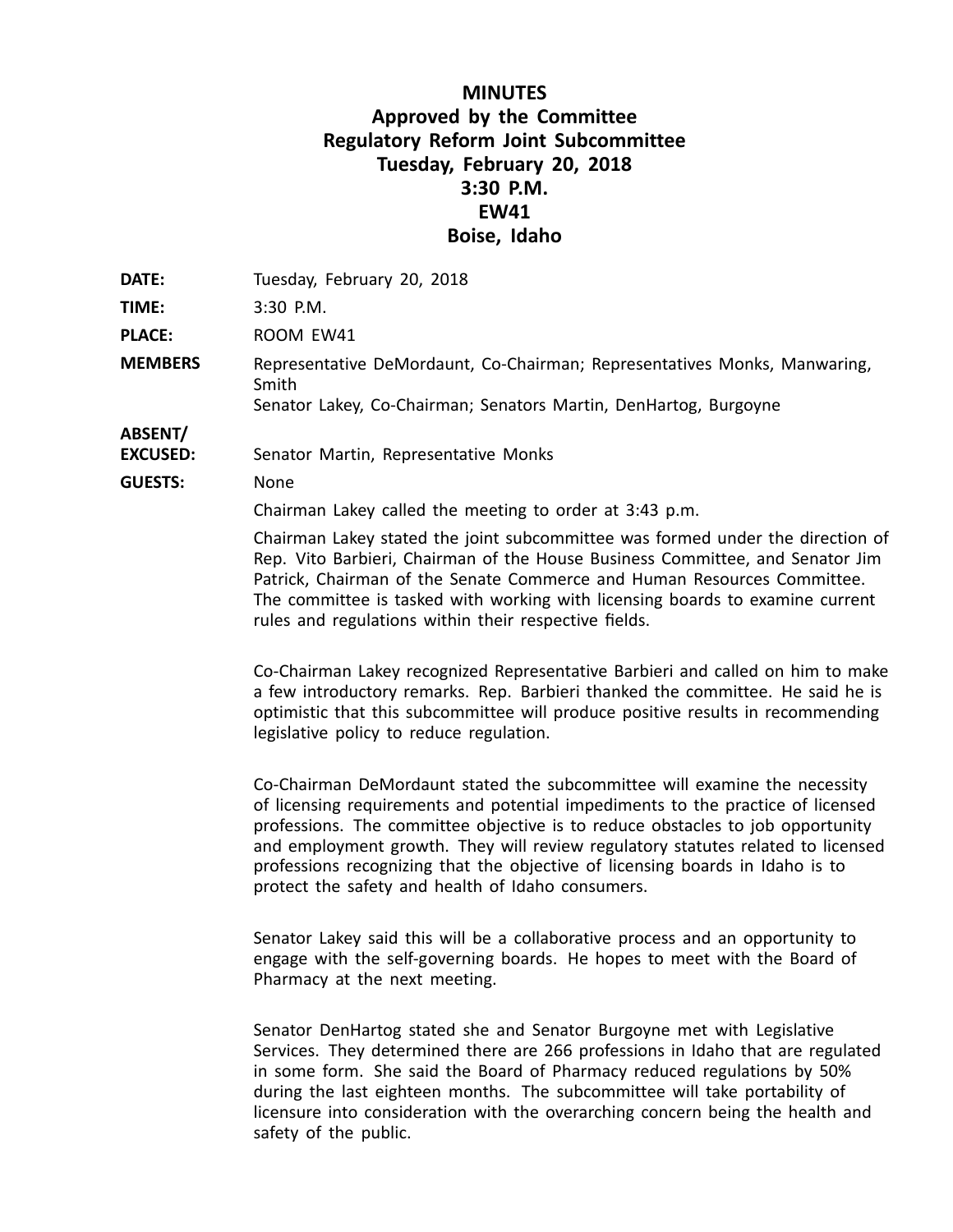# MINUTES
## Approved by the Committee
## Regulatory Reform Joint Subcommittee
## Tuesday, February 20, 2018
## 3:30 P.M.
## EW41
## Boise, Idaho

**DATE:** Tuesday, February 20, 2018

**TIME:** 3:30 P.M.

**PLACE:** ROOM EW41

**MEMBERS** Representative DeMordaunt, Co-Chairman; Representatives Monks, Manwaring, Smith
Senator Lakey, Co-Chairman; Senators Martin, DenHartog, Burgoyne

**ABSENT/ EXCUSED:** Senator Martin, Representative Monks

**GUESTS:** None

Chairman Lakey called the meeting to order at 3:43 p.m.

Chairman Lakey stated the joint subcommittee was formed under the direction of Rep. Vito Barbieri, Chairman of the House Business Committee, and Senator Jim Patrick, Chairman of the Senate Commerce and Human Resources Committee. The committee is tasked with working with licensing boards to examine current rules and regulations within their respective fields.

Co-Chairman Lakey recognized Representative Barbieri and called on him to make a few introductory remarks. Rep. Barbieri thanked the committee. He said he is optimistic that this subcommittee will produce positive results in recommending legislative policy to reduce regulation.

Co-Chairman DeMordaunt stated the subcommittee will examine the necessity of licensing requirements and potential impediments to the practice of licensed professions. The committee objective is to reduce obstacles to job opportunity and employment growth. They will review regulatory statutes related to licensed professions recognizing that the objective of licensing boards in Idaho is to protect the safety and health of Idaho consumers.

Senator Lakey said this will be a collaborative process and an opportunity to engage with the self-governing boards. He hopes to meet with the Board of Pharmacy at the next meeting.

Senator DenHartog stated she and Senator Burgoyne met with Legislative Services. They determined there are 266 professions in Idaho that are regulated in some form. She said the Board of Pharmacy reduced regulations by 50% during the last eighteen months. The subcommittee will take portability of licensure into consideration with the overarching concern being the health and safety of the public.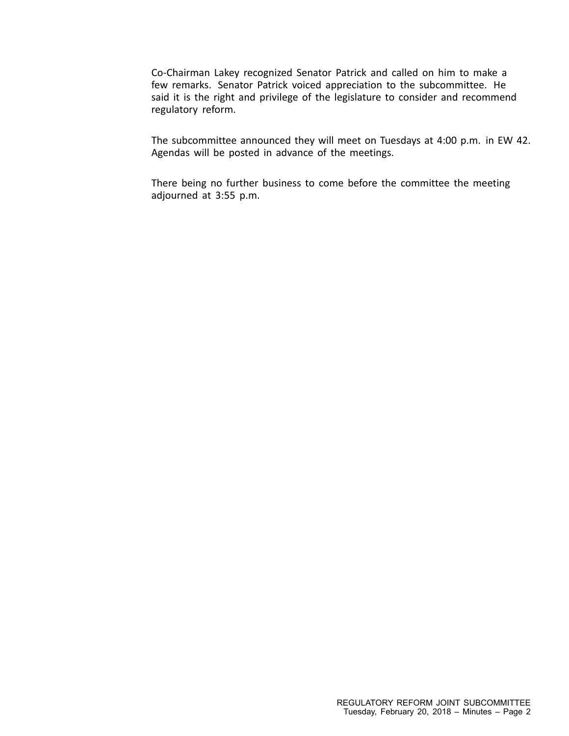Co-Chairman Lakey recognized Senator Patrick and called on him to make a few remarks. Senator Patrick voiced appreciation to the subcommittee. He said it is the right and privilege of the legislature to consider and recommend regulatory reform.

The subcommittee announced they will meet on Tuesdays at 4:00 p.m. in EW 42. Agendas will be posted in advance of the meetings.

There being no further business to come before the committee the meeting adjourned at 3:55 p.m.